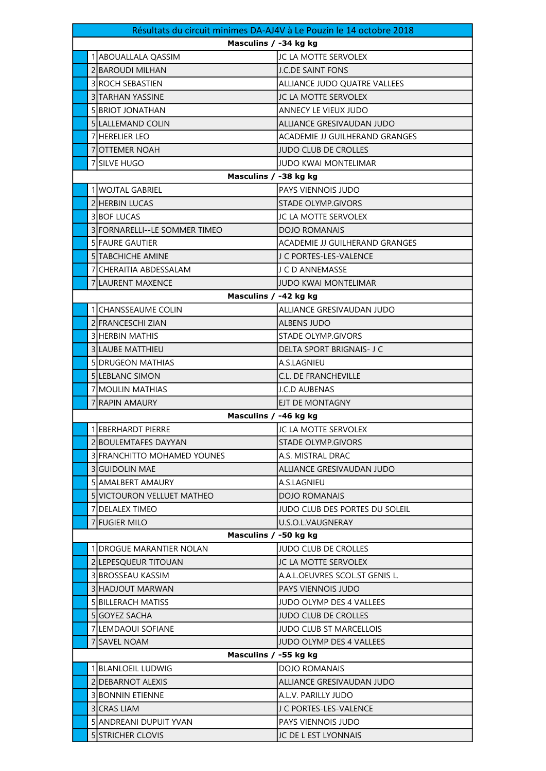| Résultats du circuit minimes DA-AJ4V à Le Pouzin le 14 octobre 2018 | | |
|---|---|---|
| **Masculins / -34 kg kg** | | |
| 1 | ABOUALLALA QASSIM | JC LA MOTTE SERVOLEX |
| 2 | BAROUDI MILHAN | J.C.DE SAINT FONS |
| 3 | ROCH SEBASTIEN | ALLIANCE JUDO QUATRE VALLEES |
| 3 | TARHAN YASSINE | JC LA MOTTE SERVOLEX |
| 5 | BRIOT JONATHAN | ANNECY LE VIEUX JUDO |
| 5 | LALLEMAND COLIN | ALLIANCE GRESIVAUDAN JUDO |
| 7 | HERELIER LEO | ACADEMIE JJ GUILHERAND GRANGES |
| 7 | OTTEMER NOAH | JUDO CLUB DE CROLLES |
| 7 | SILVE HUGO | JUDO KWAI MONTELIMAR |
| **Masculins / -38 kg kg** | | |
| 1 | WOJTAL GABRIEL | PAYS VIENNOIS JUDO |
| 2 | HERBIN LUCAS | STADE OLYMP.GIVORS |
| 3 | BOF LUCAS | JC LA MOTTE SERVOLEX |
| 3 | FORNARELLI--LE SOMMER TIMEO | DOJO ROMANAIS |
| 5 | FAURE GAUTIER | ACADEMIE JJ GUILHERAND GRANGES |
| 5 | TABCHICHE AMINE | J C PORTES-LES-VALENCE |
| 7 | CHERAITIA ABDESSALAM | J C D ANNEMASSE |
| 7 | LAURENT MAXENCE | JUDO KWAI MONTELIMAR |
| **Masculins / -42 kg kg** | | |
| 1 | CHANSSEAUME COLIN | ALLIANCE GRESIVAUDAN JUDO |
| 2 | FRANCESCHI ZIAN | ALBENS JUDO |
| 3 | HERBIN MATHIS | STADE OLYMP.GIVORS |
| 3 | LAUBE MATTHIEU | DELTA SPORT BRIGNAIS- J C |
| 5 | DRUGEON MATHIAS | A.S.LAGNIEU |
| 5 | LEBLANC SIMON | C.L. DE FRANCHEVILLE |
| 7 | MOULIN MATHIAS | J.C.D AUBENAS |
| 7 | RAPIN AMAURY | EJT DE MONTAGNY |
| **Masculins / -46 kg kg** | | |
| 1 | EBERHARDT PIERRE | JC LA MOTTE SERVOLEX |
| 2 | BOULEMTAFES DAYYAN | STADE OLYMP.GIVORS |
| 3 | FRANCHITTO MOHAMED YOUNES | A.S. MISTRAL DRAC |
| 3 | GUIDOLIN MAE | ALLIANCE GRESIVAUDAN JUDO |
| 5 | AMALBERT AMAURY | A.S.LAGNIEU |
| 5 | VICTOURON VELLUET MATHEO | DOJO ROMANAIS |
| 7 | DELALEX TIMEO | JUDO CLUB DES PORTES DU SOLEIL |
| 7 | FUGIER MILO | U.S.O.L.VAUGNERAY |
| **Masculins / -50 kg kg** | | |
| 1 | DROGUE MARANTIER NOLAN | JUDO CLUB DE CROLLES |
| 2 | LEPESQUEUR TITOUAN | JC LA MOTTE SERVOLEX |
| 3 | BROSSEAU KASSIM | A.A.L.OEUVRES SCOL.ST GENIS L. |
| 3 | HADJOUT MARWAN | PAYS VIENNOIS JUDO |
| 5 | BILLERACH MATISS | JUDO OLYMP DES 4 VALLEES |
| 5 | GOYEZ SACHA | JUDO CLUB DE CROLLES |
| 7 | LEMDAOUI SOFIANE | JUDO CLUB ST MARCELLOIS |
| 7 | SAVEL NOAM | JUDO OLYMP DES 4 VALLEES |
| **Masculins / -55 kg kg** | | |
| 1 | BLANLOEIL LUDWIG | DOJO ROMANAIS |
| 2 | DEBARNOT ALEXIS | ALLIANCE GRESIVAUDAN JUDO |
| 3 | BONNIN ETIENNE | A.L.V. PARILLY JUDO |
| 3 | CRAS LIAM | J C PORTES-LES-VALENCE |
| 5 | ANDREANI DUPUIT YVAN | PAYS VIENNOIS JUDO |
| 5 | STRICHER CLOVIS | JC DE L EST LYONNAIS |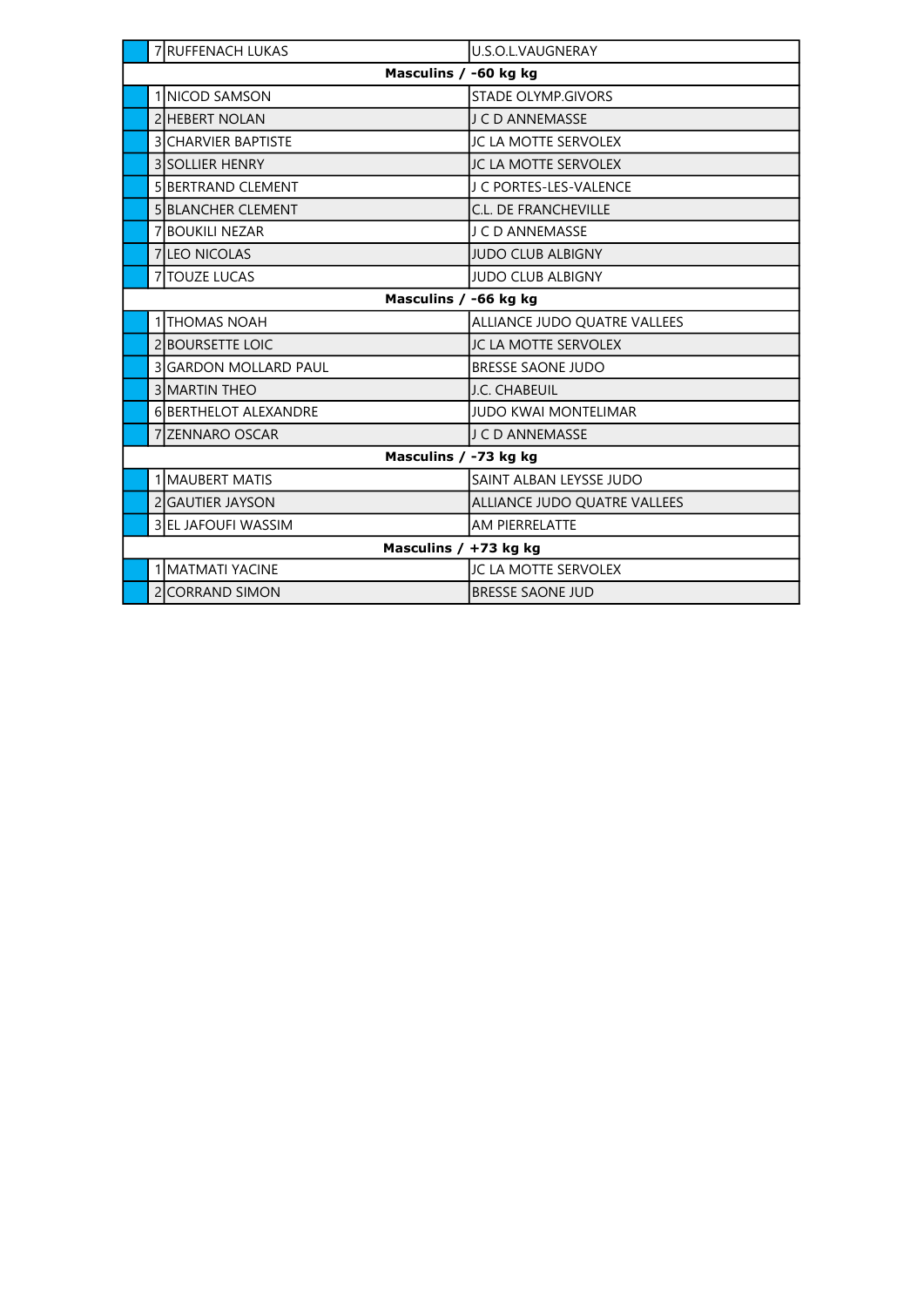| | | | |
|---|---|---|---|
| | 7 | RUFFENACH LUKAS | U.S.O.L.VAUGNERAY |
| **Masculins / -60 kg kg** | | | |
| | 1 | NICOD SAMSON | STADE OLYMP.GIVORS |
| | 2 | HEBERT NOLAN | J C D ANNEMASSE |
| | 3 | CHARVIER BAPTISTE | JC LA MOTTE SERVOLEX |
| | 3 | SOLLIER HENRY | JC LA MOTTE SERVOLEX |
| | 5 | BERTRAND CLEMENT | J C PORTES-LES-VALENCE |
| | 5 | BLANCHER CLEMENT | C.L. DE FRANCHEVILLE |
| | 7 | BOUKILI NEZAR | J C D ANNEMASSE |
| | 7 | LEO NICOLAS | JUDO CLUB ALBIGNY |
| | 7 | TOUZE LUCAS | JUDO CLUB ALBIGNY |
| **Masculins / -66 kg kg** | | | |
| | 1 | THOMAS NOAH | ALLIANCE JUDO QUATRE VALLEES |
| | 2 | BOURSETTE LOIC | JC LA MOTTE SERVOLEX |
| | 3 | GARDON MOLLARD PAUL | BRESSE SAONE JUDO |
| | 3 | MARTIN THEO | J.C. CHABEUIL |
| | 6 | BERTHELOT ALEXANDRE | JUDO KWAI MONTELIMAR |
| | 7 | ZENNARO OSCAR | J C D ANNEMASSE |
| **Masculins / -73 kg kg** | | | |
| | 1 | MAUBERT MATIS | SAINT ALBAN LEYSSE JUDO |
| | 2 | GAUTIER JAYSON | ALLIANCE JUDO QUATRE VALLEES |
| | 3 | EL JAFOUFI WASSIM | AM PIERRELATTE |
| **Masculins / +73 kg kg** | | | |
| | 1 | MATMATI YACINE | JC LA MOTTE SERVOLEX |
| | 2 | CORRAND SIMON | BRESSE SAONE JUD |